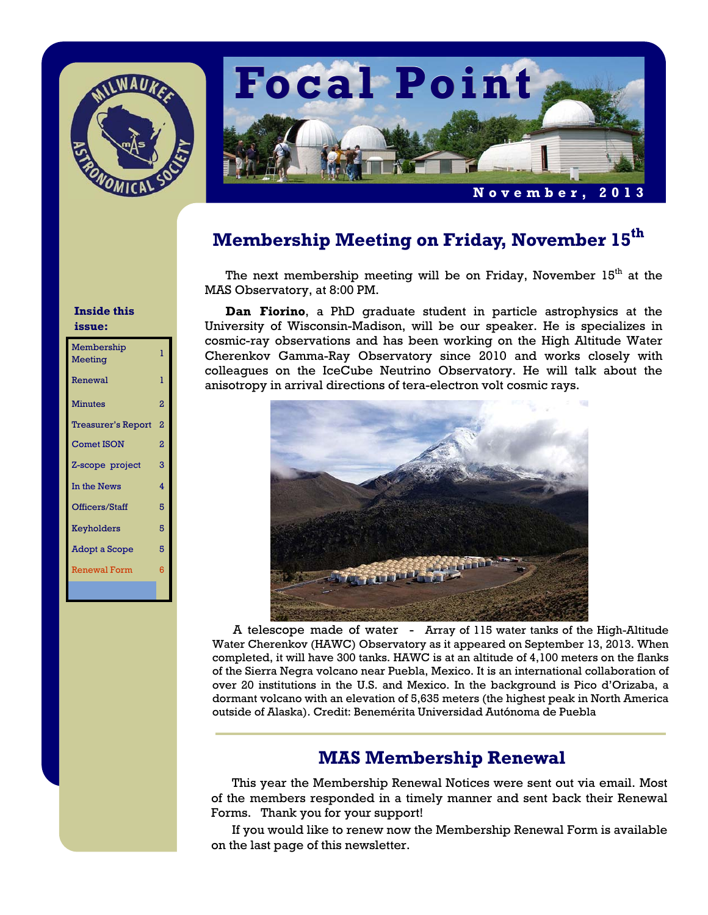# Focal Point

**November, 2013**

**Inside this issue:**

| | |
|---|---|
| Membership Meeting | 1 |
| Renewal | 1 |
| Minutes | 2 |
| Treasurer's Report | 2 |
| Comet ISON | 2 |
| Z-scope project | 3 |
| In the News | 4 |
| Officers/Staff | 5 |
| Keyholders | 5 |
| Adopt a Scope | 5 |
| Renewal Form | 6 |

## Membership Meeting on Friday, November 15th

The next membership meeting will be on Friday, November 15th at the MAS Observatory, at 8:00 PM.

**Dan Fiorino**, a PhD graduate student in particle astrophysics at the University of Wisconsin-Madison, will be our speaker. He is specializes in cosmic-ray observations and has been working on the High Altitude Water Cherenkov Gamma-Ray Observatory since 2010 and works closely with colleagues on the IceCube Neutrino Observatory. He will talk about the anisotropy in arrival directions of tera-electron volt cosmic rays.

A telescope made of water - Array of 115 water tanks of the High-Altitude Water Cherenkov (HAWC) Observatory as it appeared on September 13, 2013. When completed, it will have 300 tanks. HAWC is at an altitude of 4,100 meters on the flanks of the Sierra Negra volcano near Puebla, Mexico. It is an international collaboration of over 20 institutions in the U.S. and Mexico. In the background is Pico d'Orizaba, a dormant volcano with an elevation of 5,635 meters (the highest peak in North America outside of Alaska). Credit: Benemérita Universidad Autónoma de Puebla

## MAS Membership Renewal

This year the Membership Renewal Notices were sent out via email. Most of the members responded in a timely manner and sent back their Renewal Forms. Thank you for your support!

If you would like to renew now the Membership Renewal Form is available on the last page of this newsletter.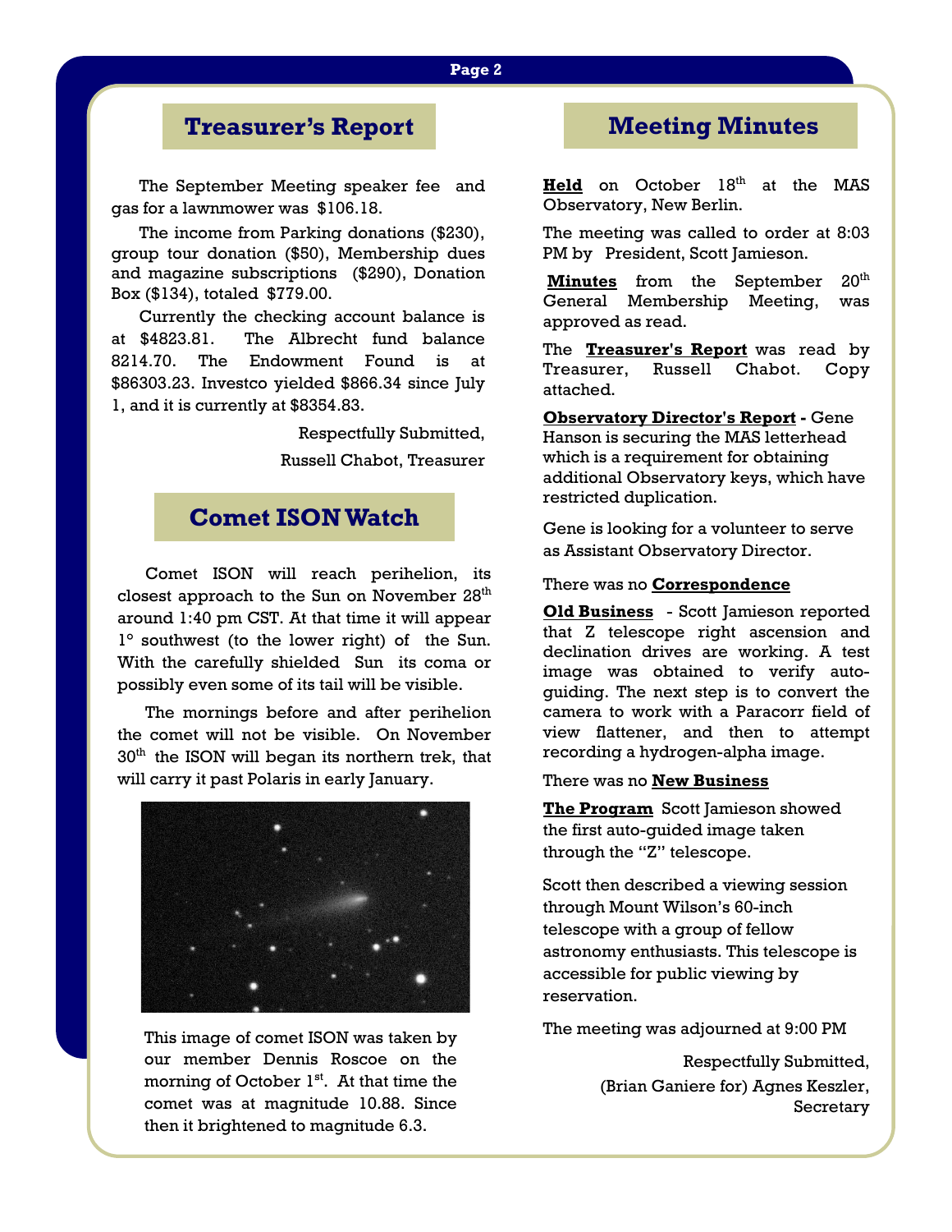## Treasurer's Report

The September Meeting speaker fee and gas for a lawnmower was $106.18.

The income from Parking donations ($230), group tour donation ($50), Membership dues and magazine subscriptions ($290), Donation Box ($134), totaled $779.00.

Currently the checking account balance is at $4823.81. The Albrecht fund balance 8214.70. The Endowment Found is at $86303.23. Investco yielded $866.34 since July 1, and it is currently at $8354.83.

Respectfully Submitted,
Russell Chabot, Treasurer

## Comet ISON Watch

Comet ISON will reach perihelion, its closest approach to the Sun on November 28th around 1:40 pm CST. At that time it will appear 1° southwest (to the lower right) of the Sun. With the carefully shielded Sun its coma or possibly even some of its tail will be visible.

The mornings before and after perihelion the comet will not be visible. On November 30th the ISON will began its northern trek, that will carry it past Polaris in early January.

This image of comet ISON was taken by our member Dennis Roscoe on the morning of October 1st. At that time the comet was at magnitude 10.88. Since then it brightened to magnitude 6.3.

## Meeting Minutes

**Held** on October 18th at the MAS Observatory, New Berlin.

The meeting was called to order at 8:03 PM by President, Scott Jamieson.

**Minutes** from the September 20th General Membership Meeting, was approved as read.

The **Treasurer's Report** was read by Treasurer, Russell Chabot. Copy attached.

**Observatory Director's Report -** Gene Hanson is securing the MAS letterhead which is a requirement for obtaining additional Observatory keys, which have restricted duplication.

Gene is looking for a volunteer to serve as Assistant Observatory Director.

There was no **Correspondence**

**Old Business** - Scott Jamieson reported that Z telescope right ascension and declination drives are working. A test image was obtained to verify auto-guiding. The next step is to convert the camera to work with a Paracorr field of view flattener, and then to attempt recording a hydrogen-alpha image.

There was no **New Business**

**The Program** Scott Jamieson showed the first auto-guided image taken through the "Z" telescope.

Scott then described a viewing session through Mount Wilson's 60-inch telescope with a group of fellow astronomy enthusiasts. This telescope is accessible for public viewing by reservation.

The meeting was adjourned at 9:00 PM

Respectfully Submitted,
(Brian Ganiere for) Agnes Keszler,
Secretary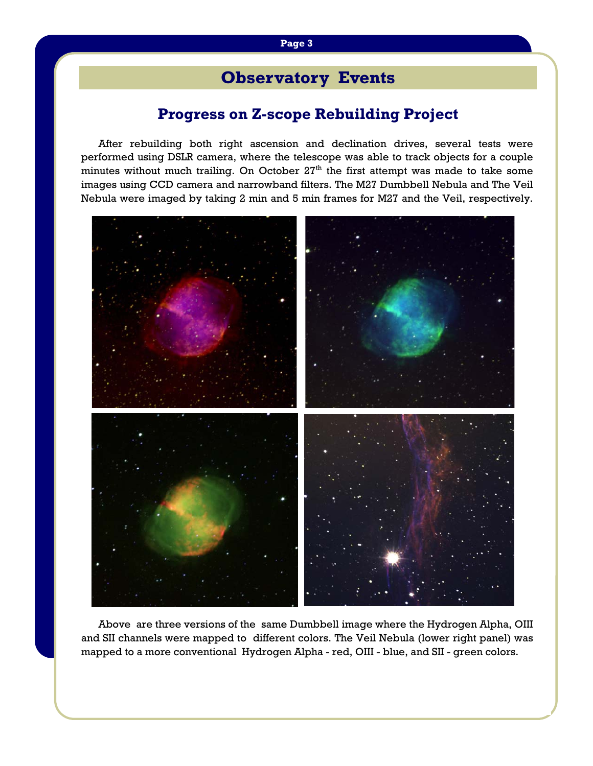# Observatory Events

## Progress on Z-scope Rebuilding Project

After rebuilding both right ascension and declination drives, several tests were performed using DSLR camera, where the telescope was able to track objects for a couple minutes without much trailing. On October 27th the first attempt was made to take some images using CCD camera and narrowband filters. The M27 Dumbbell Nebula and The Veil Nebula were imaged by taking 2 min and 5 min frames for M27 and the Veil, respectively.

Above are three versions of the same Dumbbell image where the Hydrogen Alpha, OIII and SII channels were mapped to different colors. The Veil Nebula (lower right panel) was mapped to a more conventional Hydrogen Alpha - red, OIII - blue, and SII - green colors.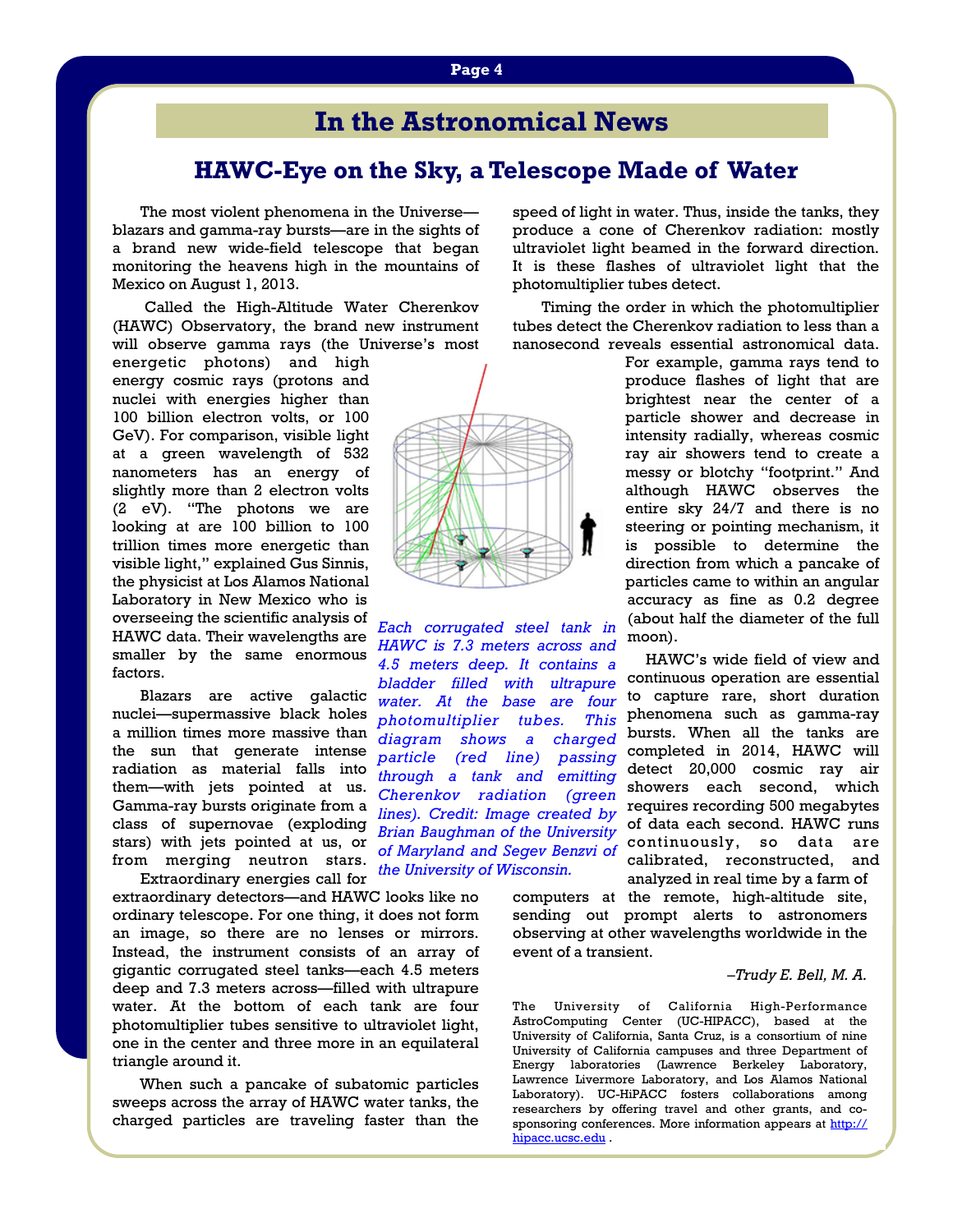# In the Astronomical News

## HAWC-Eye on the Sky, a Telescope Made of Water

The most violent phenomena in the Universe—blazars and gamma-ray bursts—are in the sights of a brand new wide-field telescope that began monitoring the heavens high in the mountains of Mexico on August 1, 2013.

Called the High-Altitude Water Cherenkov (HAWC) Observatory, the brand new instrument will observe gamma rays (the Universe's most energetic photons) and high energy cosmic rays (protons and nuclei with energies higher than 100 billion electron volts, or 100 GeV). For comparison, visible light at a green wavelength of 532 nanometers has an energy of slightly more than 2 electron volts (2 eV). "The photons we are looking at are 100 billion to 100 trillion times more energetic than visible light," explained Gus Sinnis, the physicist at Los Alamos National Laboratory in New Mexico who is overseeing the scientific analysis of HAWC data. Their wavelengths are smaller by the same enormous factors.

Blazars are active galactic nuclei—supermassive black holes a million times more massive than the sun that generate intense radiation as material falls into them—with jets pointed at us. Gamma-ray bursts originate from a class of supernovae (exploding stars) with jets pointed at us, or from merging neutron stars.

Extraordinary energies call for extraordinary detectors—and HAWC looks like no ordinary telescope. For one thing, it does not form an image, so there are no lenses or mirrors. Instead, the instrument consists of an array of gigantic corrugated steel tanks—each 4.5 meters deep and 7.3 meters across—filled with ultrapure water. At the bottom of each tank are four photomultiplier tubes sensitive to ultraviolet light, one in the center and three more in an equilateral triangle around it.

*Each corrugated steel tank in HAWC is 7.3 meters across and 4.5 meters deep. It contains a bladder filled with ultrapure water. At the base are four photomultiplier tubes. This diagram shows a charged particle (red line) passing through a tank and emitting Cherenkov radiation (green lines). Credit: Image created by Brian Baughman of the University of Maryland and Segev Benzvi of the University of Wisconsin.*

When such a pancake of subatomic particles sweeps across the array of HAWC water tanks, the charged particles are traveling faster than the speed of light in water. Thus, inside the tanks, they produce a cone of Cherenkov radiation: mostly ultraviolet light beamed in the forward direction. It is these flashes of ultraviolet light that the photomultiplier tubes detect.

Timing the order in which the photomultiplier tubes detect the Cherenkov radiation to less than a nanosecond reveals essential astronomical data. For example, gamma rays tend to produce flashes of light that are brightest near the center of a particle shower and decrease in intensity radially, whereas cosmic ray air showers tend to create a messy or blotchy "footprint." And although HAWC observes the entire sky 24/7 and there is no steering or pointing mechanism, it is possible to determine the direction from which a pancake of particles came to within an angular accuracy as fine as 0.2 degree (about half the diameter of the full moon).

HAWC's wide field of view and continuous operation are essential to capture rare, short duration phenomena such as gamma-ray bursts. When all the tanks are completed in 2014, HAWC will detect 20,000 cosmic ray air showers each second, which requires recording 500 megabytes of data each second. HAWC runs continuously, so data are calibrated, reconstructed, and analyzed in real time by a farm of computers at the remote, high-altitude site, sending out prompt alerts to astronomers observing at other wavelengths worldwide in the event of a transient.

*–Trudy E. Bell, M. A.*

The University of California High-Performance AstroComputing Center (UC-HIPACC), based at the University of California, Santa Cruz, is a consortium of nine University of California campuses and three Department of Energy laboratories (Lawrence Berkeley Laboratory, Lawrence Livermore Laboratory, and Los Alamos National Laboratory). UC-HiPACC fosters collaborations among researchers by offering travel and other grants, and co-sponsoring conferences. More information appears at http://hipacc.ucsc.edu .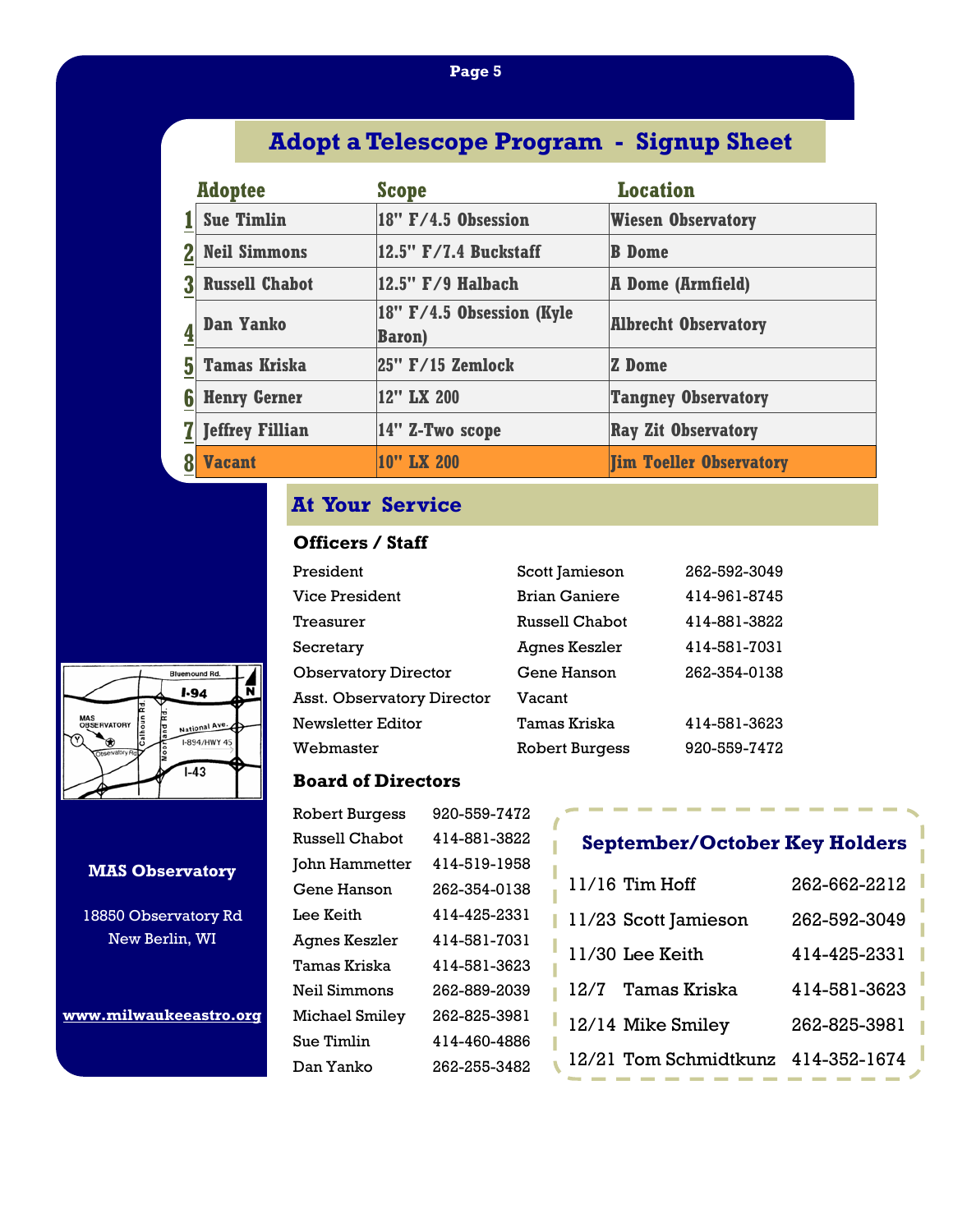## Adopt a Telescope Program - Signup Sheet

| | Adoptee | Scope | Location |
|---|---|---|---|
| 1 | Sue Timlin | 18" F/4.5 Obsession | Wiesen Observatory |
| 2 | Neil Simmons | 12.5" F/7.4 Buckstaff | B Dome |
| 3 | Russell Chabot | 12.5" F/9 Halbach | A Dome (Armfield) |
| 4 | Dan Yanko | 18" F/4.5 Obsession (Kyle Baron) | Albrecht Observatory |
| 5 | Tamas Kriska | 25" F/15 Zemlock | Z Dome |
| 6 | Henry Gerner | 12" LX 200 | Tangney Observatory |
| 7 | Jeffrey Fillian | 14" Z-Two scope | Ray Zit Observatory |
| 8 | Vacant | 10" LX 200 | Jim Toeller Observatory |

## At Your Service

### Officers / Staff

| Position | Name | Phone |
|---|---|---|
| President | Scott Jamieson | 262-592-3049 |
| Vice President | Brian Ganiere | 414-961-8745 |
| Treasurer | Russell Chabot | 414-881-3822 |
| Secretary | Agnes Keszler | 414-581-7031 |
| Observatory Director | Gene Hanson | 262-354-0138 |
| Asst. Observatory Director | Vacant | |
| Newsletter Editor | Tamas Kriska | 414-581-3623 |
| Webmaster | Robert Burgess | 920-559-7472 |

### Board of Directors

| Name | Phone |
|---|---|
| Robert Burgess | 920-559-7472 |
| Russell Chabot | 414-881-3822 |
| John Hammetter | 414-519-1958 |
| Gene Hanson | 262-354-0138 |
| Lee Keith | 414-425-2331 |
| Agnes Keszler | 414-581-7031 |
| Tamas Kriska | 414-581-3623 |
| Neil Simmons | 262-889-2039 |
| Michael Smiley | 262-825-3981 |
| Sue Timlin | 414-460-4886 |
| Dan Yanko | 262-255-3482 |

### September/October Key Holders

| Date | Name | Phone |
|---|---|---|
| 11/16 | Tim Hoff | 262-662-2212 |
| 11/23 | Scott Jamieson | 262-592-3049 |
| 11/30 | Lee Keith | 414-425-2331 |
| 12/7 | Tamas Kriska | 414-581-3623 |
| 12/14 | Mike Smiley | 262-825-3981 |
| 12/21 | Tom Schmidtkunz | 414-352-1674 |

Bluemound Rd. · I-94 · MAS OBSERVATORY · Calhoun Rd. · Moorland Rd. · National Ave. · I-894/HWY 45 · Observatory Rd · I-43 · Y · N

**MAS Observatory**

18850 Observatory Rd
New Berlin, WI

**www.milwaukeeastro.org**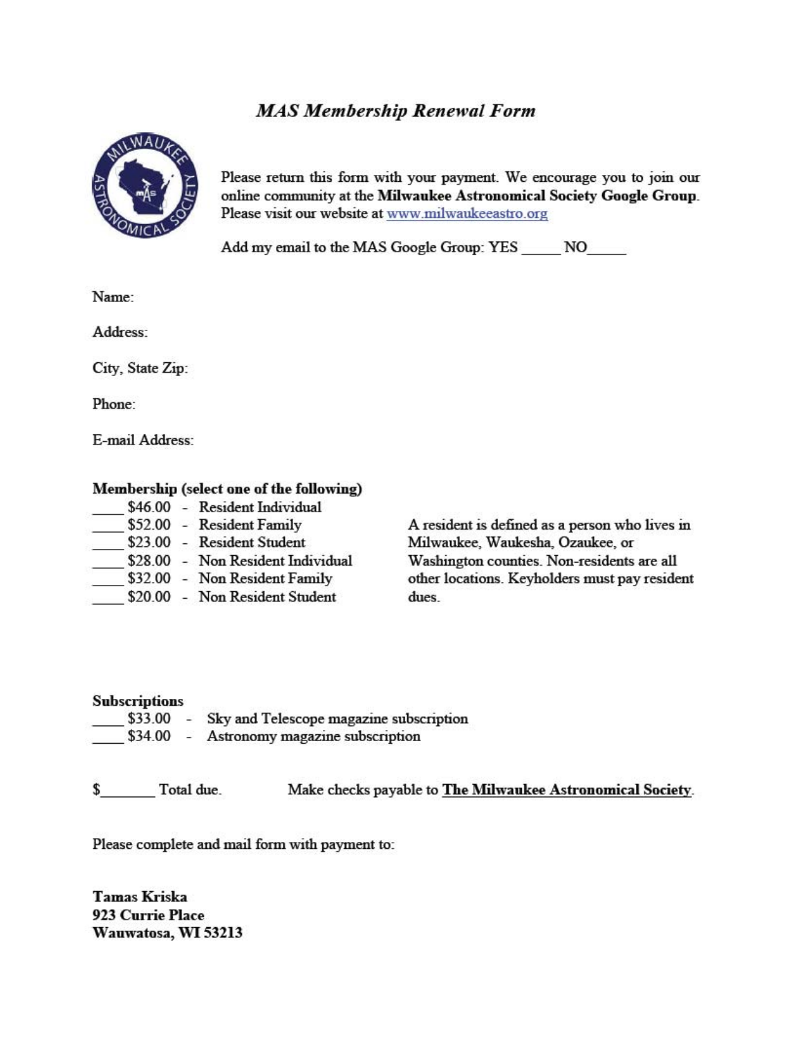# *MAS Membership Renewal Form*

Please return this form with your payment. We encourage you to join our online community at the **Milwaukee Astronomical Society Google Group**. Please visit our website at [www.milwaukeeastro.org](http://www.milwaukeeastro.org)

Add my email to the MAS Google Group: YES _____ NO_____

Name:

Address:

City, State Zip:

Phone:

E-mail Address:

**Membership (select one of the following)**

____ $46.00 - Resident Individual
____ $52.00 - Resident Family
____ $23.00 - Resident Student
____ $28.00 - Non Resident Individual
____ $32.00 - Non Resident Family
____ $20.00 - Non Resident Student

A resident is defined as a person who lives in Milwaukee, Waukesha, Ozaukee, or Washington counties. Non-residents are all other locations. Keyholders must pay resident dues.

**Subscriptions**

____ $33.00 - Sky and Telescope magazine subscription
____ $34.00 - Astronomy magazine subscription

$_______ Total due.  Make checks payable to **<u>The Milwaukee Astronomical Society</u>**.

Please complete and mail form with payment to:

**Tamas Kriska**
**923 Currie Place**
**Wauwatosa, WI 53213**